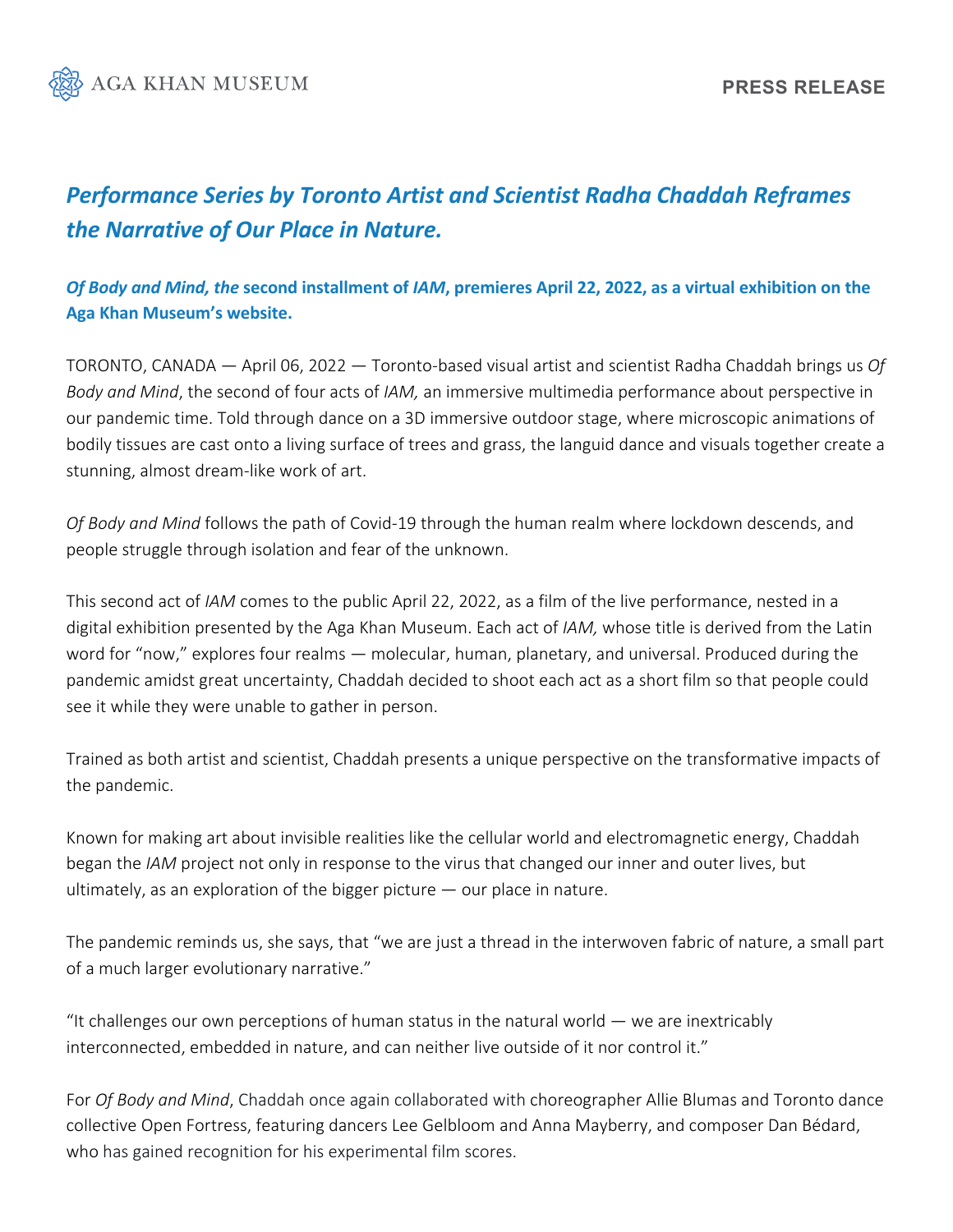AGA KHAN MUSEUM

**PRESS RELEASE**

# *Performance Series by Toronto Artist and Scientist Radha Chaddah Reframes the Narrative of Our Place in Nature.*

***Of Body and Mind, the* second installment of *IAM*, premieres April 22, 2022, as a virtual exhibition on the Aga Khan Museum's website.**

TORONTO, CANADA — April 06, 2022 — Toronto-based visual artist and scientist Radha Chaddah brings us *Of Body and Mind*, the second of four acts of *IAM,* an immersive multimedia performance about perspective in our pandemic time. Told through dance on a 3D immersive outdoor stage, where microscopic animations of bodily tissues are cast onto a living surface of trees and grass, the languid dance and visuals together create a stunning, almost dream-like work of art.

*Of Body and Mind* follows the path of Covid-19 through the human realm where lockdown descends, and people struggle through isolation and fear of the unknown.

This second act of *IAM* comes to the public April 22, 2022, as a film of the live performance, nested in a digital exhibition presented by the Aga Khan Museum. Each act of *IAM,* whose title is derived from the Latin word for "now," explores four realms — molecular, human, planetary, and universal. Produced during the pandemic amidst great uncertainty, Chaddah decided to shoot each act as a short film so that people could see it while they were unable to gather in person.

Trained as both artist and scientist, Chaddah presents a unique perspective on the transformative impacts of the pandemic.

Known for making art about invisible realities like the cellular world and electromagnetic energy, Chaddah began the *IAM* project not only in response to the virus that changed our inner and outer lives, but ultimately, as an exploration of the bigger picture — our place in nature.

The pandemic reminds us, she says, that "we are just a thread in the interwoven fabric of nature, a small part of a much larger evolutionary narrative."

"It challenges our own perceptions of human status in the natural world — we are inextricably interconnected, embedded in nature, and can neither live outside of it nor control it."

For *Of Body and Mind*, Chaddah once again collaborated with choreographer Allie Blumas and Toronto dance collective Open Fortress, featuring dancers Lee Gelbloom and Anna Mayberry, and composer Dan Bédard, who has gained recognition for his experimental film scores.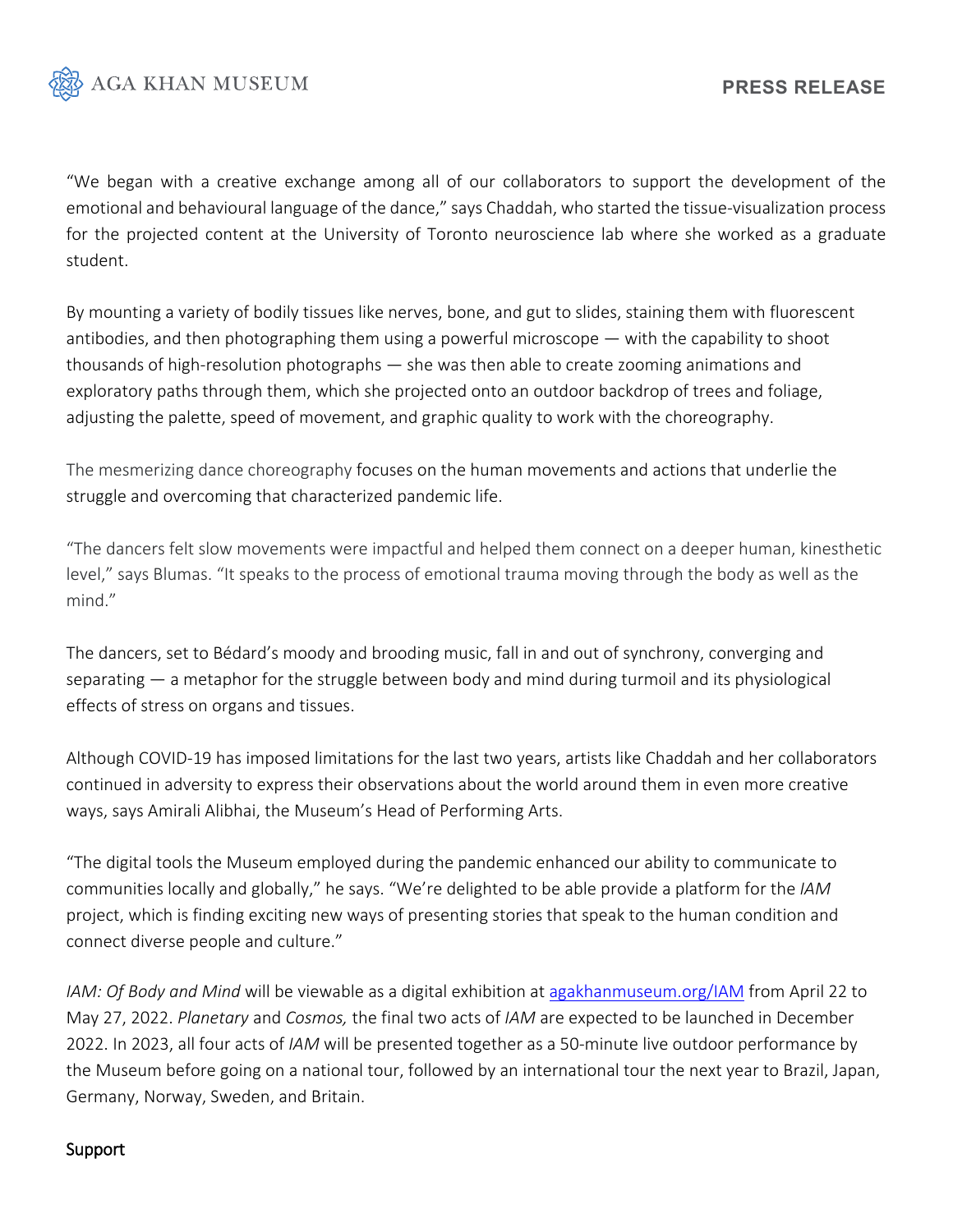"We began with a creative exchange among all of our collaborators to support the development of the emotional and behavioural language of the dance," says Chaddah, who started the tissue-visualization process for the projected content at the University of Toronto neuroscience lab where she worked as a graduate student.

By mounting a variety of bodily tissues like nerves, bone, and gut to slides, staining them with fluorescent antibodies, and then photographing them using a powerful microscope — with the capability to shoot thousands of high-resolution photographs — she was then able to create zooming animations and exploratory paths through them, which she projected onto an outdoor backdrop of trees and foliage, adjusting the palette, speed of movement, and graphic quality to work with the choreography.

The mesmerizing dance choreography focuses on the human movements and actions that underlie the struggle and overcoming that characterized pandemic life.

"The dancers felt slow movements were impactful and helped them connect on a deeper human, kinesthetic level," says Blumas. "It speaks to the process of emotional trauma moving through the body as well as the mind."

The dancers, set to Bédard's moody and brooding music, fall in and out of synchrony, converging and separating — a metaphor for the struggle between body and mind during turmoil and its physiological effects of stress on organs and tissues.

Although COVID-19 has imposed limitations for the last two years, artists like Chaddah and her collaborators continued in adversity to express their observations about the world around them in even more creative ways, says Amirali Alibhai, the Museum's Head of Performing Arts.

"The digital tools the Museum employed during the pandemic enhanced our ability to communicate to communities locally and globally," he says. "We're delighted to be able provide a platform for the *IAM* project, which is finding exciting new ways of presenting stories that speak to the human condition and connect diverse people and culture."

*IAM: Of Body and Mind* will be viewable as a digital exhibition at agakhanmuseum.org/IAM from April 22 to May 27, 2022. *Planetary* and *Cosmos,* the final two acts of *IAM* are expected to be launched in December 2022. In 2023, all four acts of *IAM* will be presented together as a 50-minute live outdoor performance by the Museum before going on a national tour, followed by an international tour the next year to Brazil, Japan, Germany, Norway, Sweden, and Britain.

## Support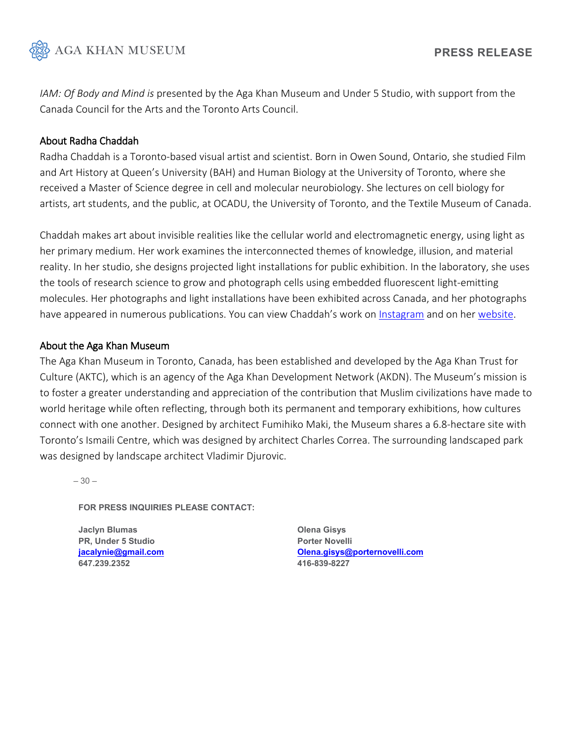*IAM: Of Body and Mind is* presented by the Aga Khan Museum and Under 5 Studio, with support from the Canada Council for the Arts and the Toronto Arts Council.

## About Radha Chaddah

Radha Chaddah is a Toronto-based visual artist and scientist. Born in Owen Sound, Ontario, she studied Film and Art History at Queen's University (BAH) and Human Biology at the University of Toronto, where she received a Master of Science degree in cell and molecular neurobiology. She lectures on cell biology for artists, art students, and the public, at OCADU, the University of Toronto, and the Textile Museum of Canada.

Chaddah makes art about invisible realities like the cellular world and electromagnetic energy, using light as her primary medium. Her work examines the interconnected themes of knowledge, illusion, and material reality. In her studio, she designs projected light installations for public exhibition. In the laboratory, she uses the tools of research science to grow and photograph cells using embedded fluorescent light-emitting molecules. Her photographs and light installations have been exhibited across Canada, and her photographs have appeared in numerous publications. You can view Chaddah's work on Instagram and on her website.

## About the Aga Khan Museum

The Aga Khan Museum in Toronto, Canada, has been established and developed by the Aga Khan Trust for Culture (AKTC), which is an agency of the Aga Khan Development Network (AKDN). The Museum's mission is to foster a greater understanding and appreciation of the contribution that Muslim civilizations have made to world heritage while often reflecting, through both its permanent and temporary exhibitions, how cultures connect with one another. Designed by architect Fumihiko Maki, the Museum shares a 6.8-hectare site with Toronto's Ismaili Centre, which was designed by architect Charles Correa. The surrounding landscaped park was designed by landscape architect Vladimir Djurovic.

– 30 –

**FOR PRESS INQUIRIES PLEASE CONTACT:**

**Jaclyn Blumas**
**PR, Under 5 Studio**
**jacalynie@gmail.com**
**647.239.2352**

**Olena Gisys**
**Porter Novelli**
**Olena.gisys@porternovelli.com**
**416-839-8227**